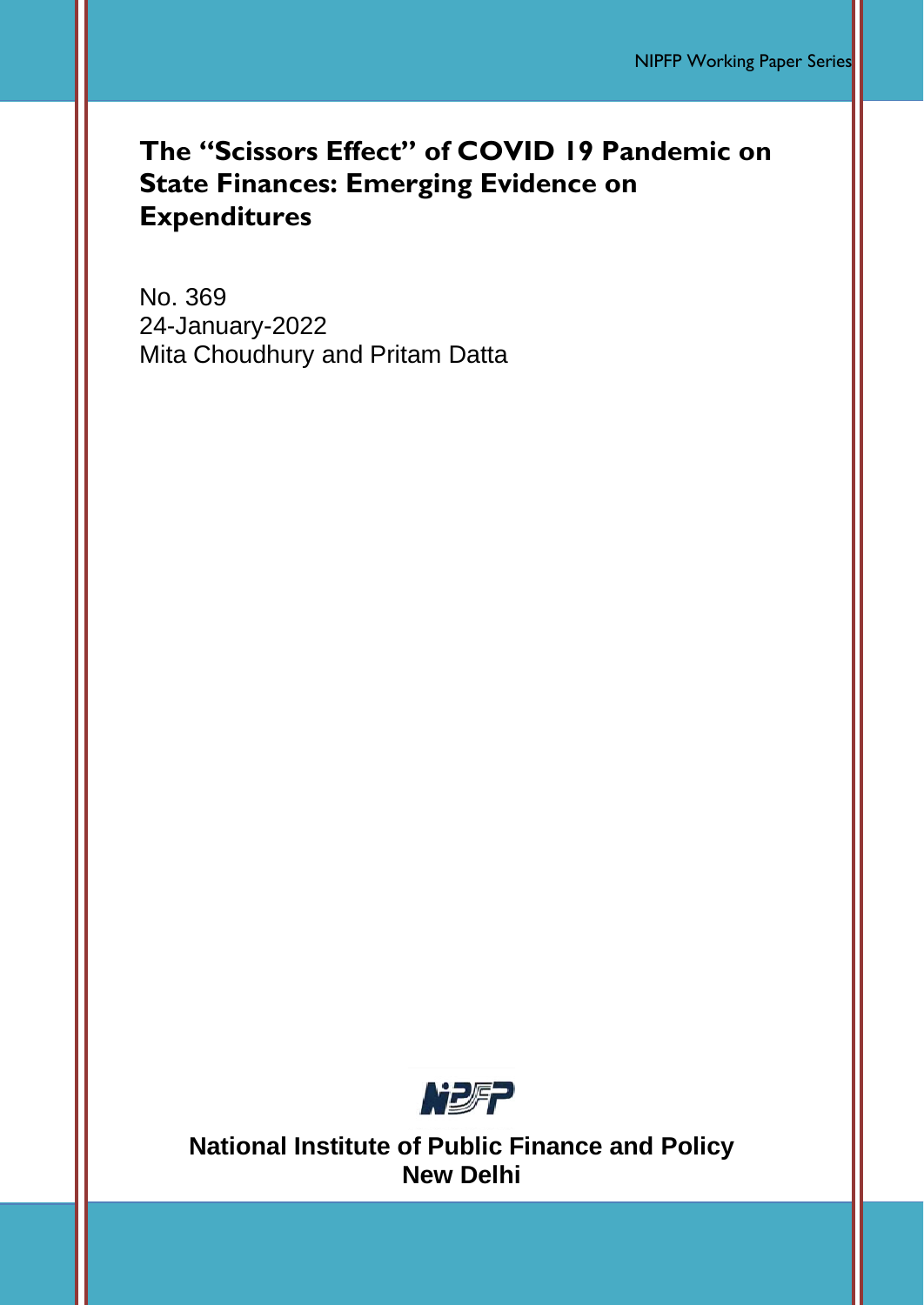NIPFP Working Paper Series

# The "Scissors Effect" of COVID 19 Pandemic on State Finances: Emerging Evidence on Expenditures

No. 369
24-January-2022
Mita Choudhury and Pritam Datta

**National Institute of Public Finance and Policy**
**New Delhi**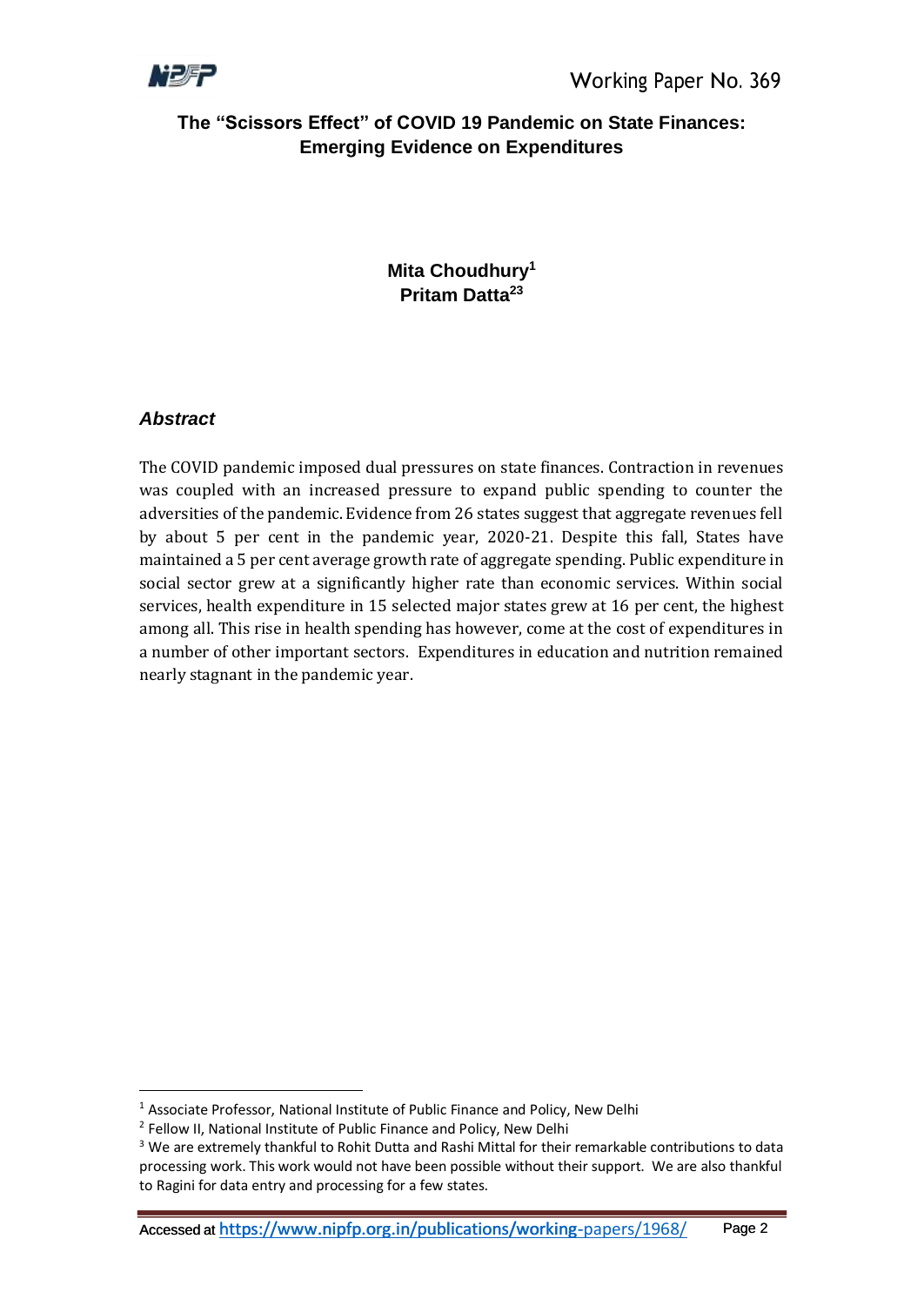# The "Scissors Effect" of COVID 19 Pandemic on State Finances: Emerging Evidence on Expenditures

**Mita Choudhury**[1]
**Pritam Datta**[23]

### *Abstract*

The COVID pandemic imposed dual pressures on state finances. Contraction in revenues was coupled with an increased pressure to expand public spending to counter the adversities of the pandemic. Evidence from 26 states suggest that aggregate revenues fell by about 5 per cent in the pandemic year, 2020-21. Despite this fall, States have maintained a 5 per cent average growth rate of aggregate spending. Public expenditure in social sector grew at a significantly higher rate than economic services. Within social services, health expenditure in 15 selected major states grew at 16 per cent, the highest among all. This rise in health spending has however, come at the cost of expenditures in a number of other important sectors. Expenditures in education and nutrition remained nearly stagnant in the pandemic year.

---

[1] Associate Professor, National Institute of Public Finance and Policy, New Delhi

[2] Fellow II, National Institute of Public Finance and Policy, New Delhi

[3] We are extremely thankful to Rohit Dutta and Rashi Mittal for their remarkable contributions to data processing work. This work would not have been possible without their support. We are also thankful to Ragini for data entry and processing for a few states.

Accessed at https://www.nipfp.org.in/publications/working-papers/1968/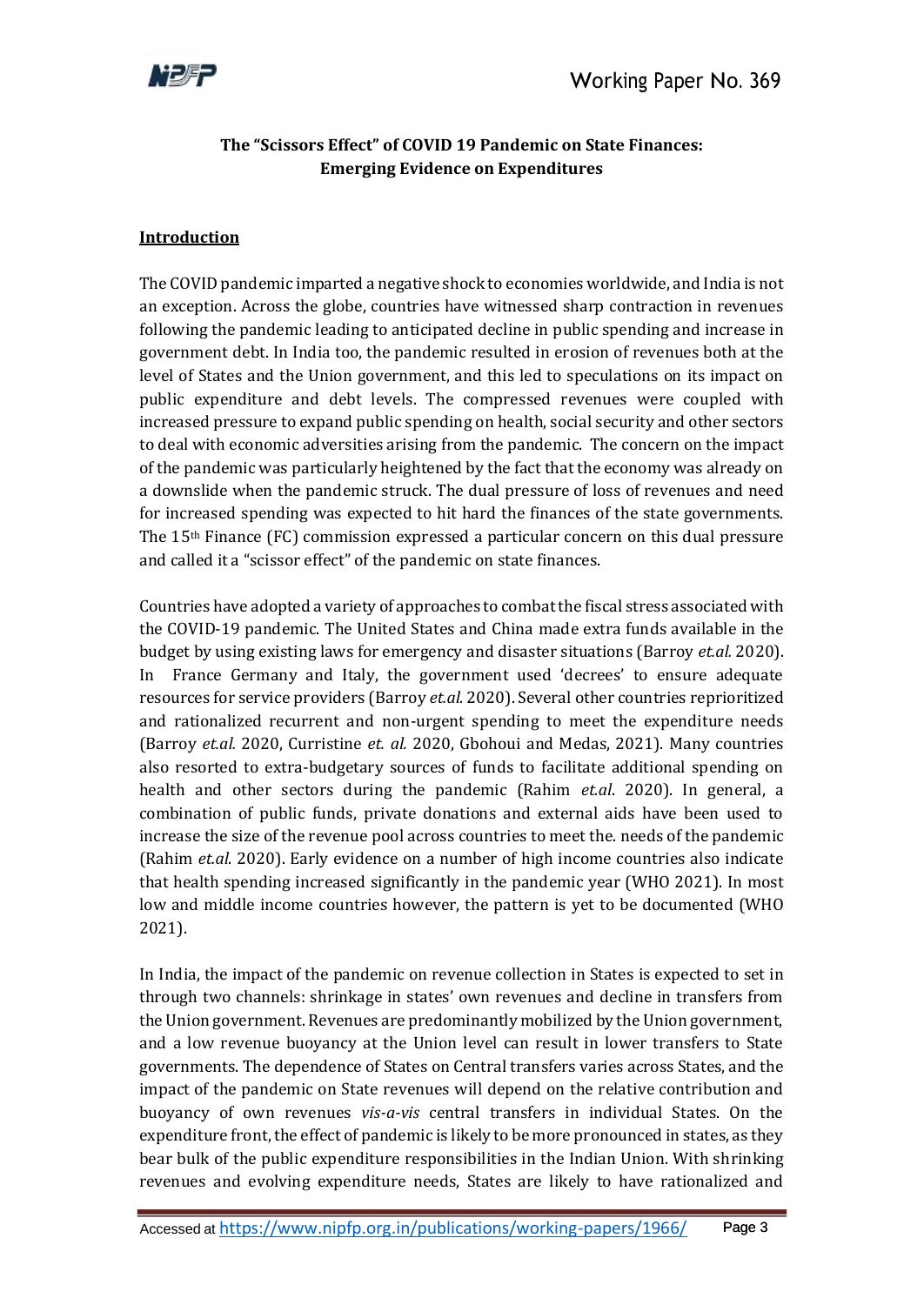## The "Scissors Effect" of COVID 19 Pandemic on State Finances: Emerging Evidence on Expenditures

### Introduction

The COVID pandemic imparted a negative shock to economies worldwide, and India is not an exception. Across the globe, countries have witnessed sharp contraction in revenues following the pandemic leading to anticipated decline in public spending and increase in government debt. In India too, the pandemic resulted in erosion of revenues both at the level of States and the Union government, and this led to speculations on its impact on public expenditure and debt levels. The compressed revenues were coupled with increased pressure to expand public spending on health, social security and other sectors to deal with economic adversities arising from the pandemic. The concern on the impact of the pandemic was particularly heightened by the fact that the economy was already on a downslide when the pandemic struck. The dual pressure of loss of revenues and need for increased spending was expected to hit hard the finances of the state governments. The 15th Finance (FC) commission expressed a particular concern on this dual pressure and called it a "scissor effect" of the pandemic on state finances.

Countries have adopted a variety of approaches to combat the fiscal stress associated with the COVID-19 pandemic. The United States and China made extra funds available in the budget by using existing laws for emergency and disaster situations (Barroy *et.al.* 2020). In France Germany and Italy, the government used 'decrees' to ensure adequate resources for service providers (Barroy *et.al.* 2020). Several other countries reprioritized and rationalized recurrent and non-urgent spending to meet the expenditure needs (Barroy *et.al.* 2020, Curristine *et. al.* 2020, Gbohoui and Medas, 2021). Many countries also resorted to extra-budgetary sources of funds to facilitate additional spending on health and other sectors during the pandemic (Rahim *et.al*. 2020). In general, a combination of public funds, private donations and external aids have been used to increase the size of the revenue pool across countries to meet the. needs of the pandemic (Rahim *et.al.* 2020). Early evidence on a number of high income countries also indicate that health spending increased significantly in the pandemic year (WHO 2021). In most low and middle income countries however, the pattern is yet to be documented (WHO 2021).

In India, the impact of the pandemic on revenue collection in States is expected to set in through two channels: shrinkage in states' own revenues and decline in transfers from the Union government. Revenues are predominantly mobilized by the Union government, and a low revenue buoyancy at the Union level can result in lower transfers to State governments. The dependence of States on Central transfers varies across States, and the impact of the pandemic on State revenues will depend on the relative contribution and buoyancy of own revenues *vis-a-vis* central transfers in individual States. On the expenditure front, the effect of pandemic is likely to be more pronounced in states, as they bear bulk of the public expenditure responsibilities in the Indian Union. With shrinking revenues and evolving expenditure needs, States are likely to have rationalized and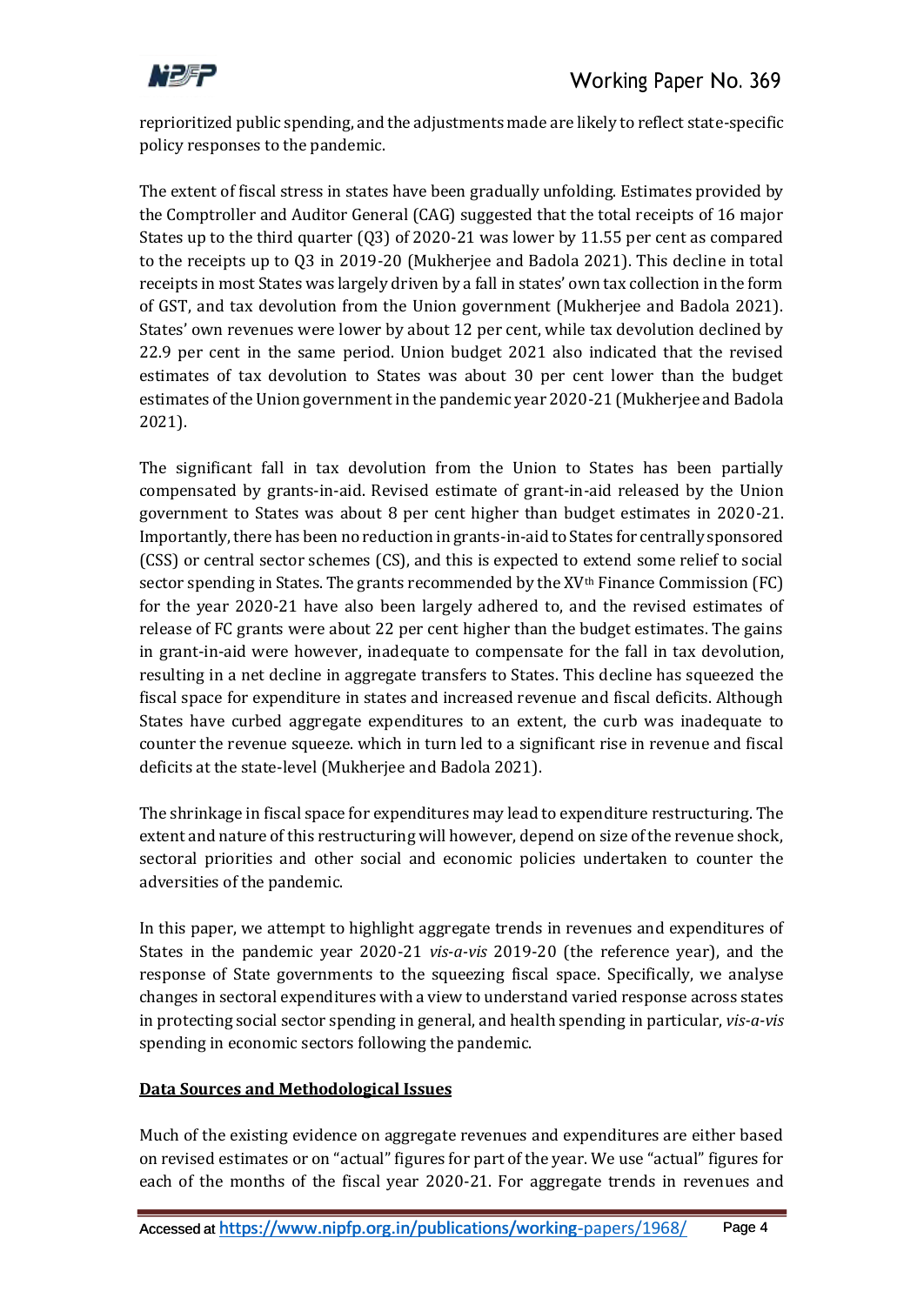reprioritized public spending, and the adjustments made are likely to reflect state-specific policy responses to the pandemic.

The extent of fiscal stress in states have been gradually unfolding. Estimates provided by the Comptroller and Auditor General (CAG) suggested that the total receipts of 16 major States up to the third quarter (Q3) of 2020-21 was lower by 11.55 per cent as compared to the receipts up to Q3 in 2019-20 (Mukherjee and Badola 2021). This decline in total receipts in most States was largely driven by a fall in states' own tax collection in the form of GST, and tax devolution from the Union government (Mukherjee and Badola 2021). States' own revenues were lower by about 12 per cent, while tax devolution declined by 22.9 per cent in the same period. Union budget 2021 also indicated that the revised estimates of tax devolution to States was about 30 per cent lower than the budget estimates of the Union government in the pandemic year 2020-21 (Mukherjee and Badola 2021).

The significant fall in tax devolution from the Union to States has been partially compensated by grants-in-aid. Revised estimate of grant-in-aid released by the Union government to States was about 8 per cent higher than budget estimates in 2020-21. Importantly, there has been no reduction in grants-in-aid to States for centrally sponsored (CSS) or central sector schemes (CS), and this is expected to extend some relief to social sector spending in States. The grants recommended by the XV[th] Finance Commission (FC) for the year 2020-21 have also been largely adhered to, and the revised estimates of release of FC grants were about 22 per cent higher than the budget estimates. The gains in grant-in-aid were however, inadequate to compensate for the fall in tax devolution, resulting in a net decline in aggregate transfers to States. This decline has squeezed the fiscal space for expenditure in states and increased revenue and fiscal deficits. Although States have curbed aggregate expenditures to an extent, the curb was inadequate to counter the revenue squeeze. which in turn led to a significant rise in revenue and fiscal deficits at the state-level (Mukherjee and Badola 2021).

The shrinkage in fiscal space for expenditures may lead to expenditure restructuring. The extent and nature of this restructuring will however, depend on size of the revenue shock, sectoral priorities and other social and economic policies undertaken to counter the adversities of the pandemic.

In this paper, we attempt to highlight aggregate trends in revenues and expenditures of States in the pandemic year 2020-21 *vis-a-vis* 2019-20 (the reference year), and the response of State governments to the squeezing fiscal space. Specifically, we analyse changes in sectoral expenditures with a view to understand varied response across states in protecting social sector spending in general, and health spending in particular, *vis-a-vis* spending in economic sectors following the pandemic.

## Data Sources and Methodological Issues

Much of the existing evidence on aggregate revenues and expenditures are either based on revised estimates or on "actual" figures for part of the year. We use "actual" figures for each of the months of the fiscal year 2020-21. For aggregate trends in revenues and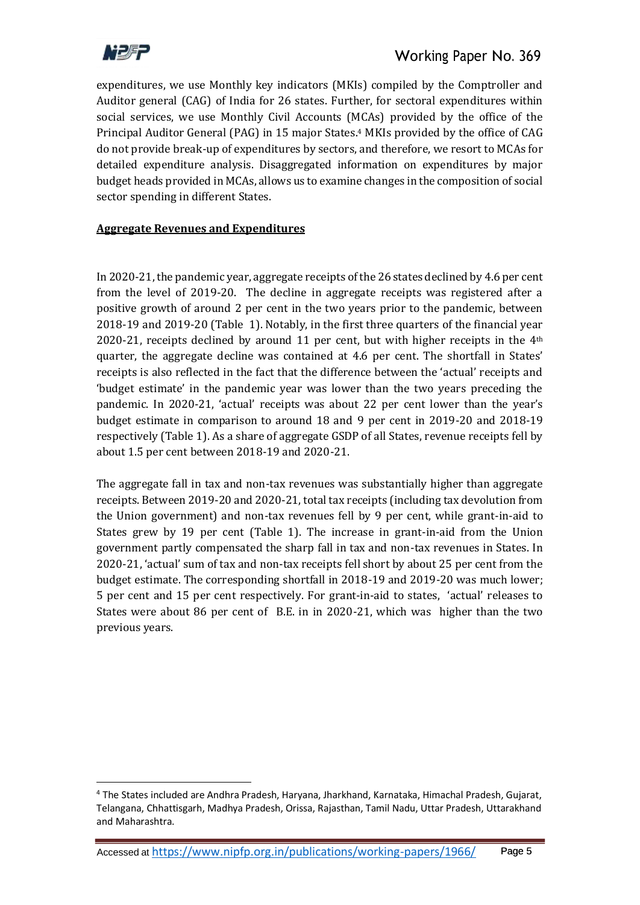expenditures, we use Monthly key indicators (MKIs) compiled by the Comptroller and Auditor general (CAG) of India for 26 states. Further, for sectoral expenditures within social services, we use Monthly Civil Accounts (MCAs) provided by the office of the Principal Auditor General (PAG) in 15 major States.[4] MKIs provided by the office of CAG do not provide break-up of expenditures by sectors, and therefore, we resort to MCAs for detailed expenditure analysis. Disaggregated information on expenditures by major budget heads provided in MCAs, allows us to examine changes in the composition of social sector spending in different States.

**Aggregate Revenues and Expenditures**

In 2020-21, the pandemic year, aggregate receipts of the 26 states declined by 4.6 per cent from the level of 2019-20. The decline in aggregate receipts was registered after a positive growth of around 2 per cent in the two years prior to the pandemic, between 2018-19 and 2019-20 (Table 1). Notably, in the first three quarters of the financial year 2020-21, receipts declined by around 11 per cent, but with higher receipts in the 4th quarter, the aggregate decline was contained at 4.6 per cent. The shortfall in States' receipts is also reflected in the fact that the difference between the 'actual' receipts and 'budget estimate' in the pandemic year was lower than the two years preceding the pandemic. In 2020-21, 'actual' receipts was about 22 per cent lower than the year's budget estimate in comparison to around 18 and 9 per cent in 2019-20 and 2018-19 respectively (Table 1). As a share of aggregate GSDP of all States, revenue receipts fell by about 1.5 per cent between 2018-19 and 2020-21.

The aggregate fall in tax and non-tax revenues was substantially higher than aggregate receipts. Between 2019-20 and 2020-21, total tax receipts (including tax devolution from the Union government) and non-tax revenues fell by 9 per cent, while grant-in-aid to States grew by 19 per cent (Table 1). The increase in grant-in-aid from the Union government partly compensated the sharp fall in tax and non-tax revenues in States. In 2020-21, 'actual' sum of tax and non-tax receipts fell short by about 25 per cent from the budget estimate. The corresponding shortfall in 2018-19 and 2019-20 was much lower; 5 per cent and 15 per cent respectively. For grant-in-aid to states, 'actual' releases to States were about 86 per cent of B.E. in in 2020-21, which was higher than the two previous years.

[4] The States included are Andhra Pradesh, Haryana, Jharkhand, Karnataka, Himachal Pradesh, Gujarat, Telangana, Chhattisgarh, Madhya Pradesh, Orissa, Rajasthan, Tamil Nadu, Uttar Pradesh, Uttarakhand and Maharashtra.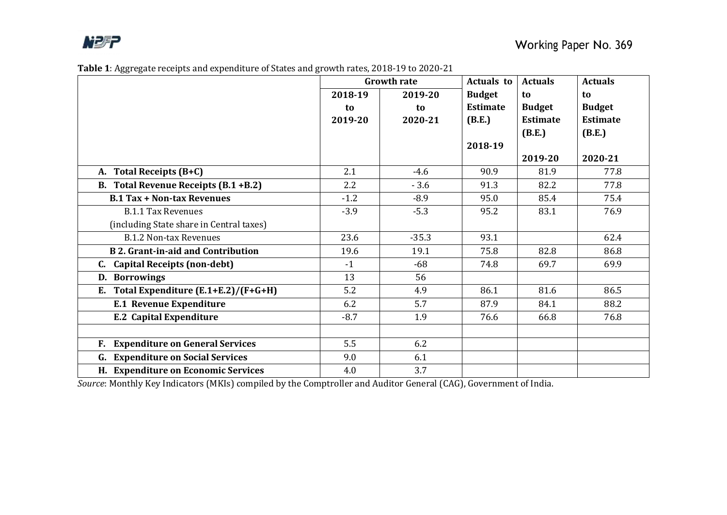**Table 1**: Aggregate receipts and expenditure of States and growth rates, 2018-19 to 2020-21

| | Growth rate | | Actuals to Budget Estimate (B.E.) | Actuals to Budget Estimate (B.E.) | Actuals to Budget Estimate (B.E.) |
|---|---|---|---|---|---|
| | 2018-19 to 2019-20 | 2019-20 to 2020-21 | 2018-19 | 2019-20 | 2020-21 |
| **A. Total Receipts (B+C)** | 2.1 | -4.6 | 90.9 | 81.9 | 77.8 |
| **B. Total Revenue Receipts (B.1 +B.2)** | 2.2 | - 3.6 | 91.3 | 82.2 | 77.8 |
| **B.1 Tax + Non-tax Revenues** | -1.2 | -8.9 | 95.0 | 85.4 | 75.4 |
| B.1.1 Tax Revenues (including State share in Central taxes) | -3.9 | -5.3 | 95.2 | 83.1 | 76.9 |
| B.1.2 Non-tax Revenues | 23.6 | -35.3 | 93.1 | | 62.4 |
| **B 2. Grant-in-aid and Contribution** | 19.6 | 19.1 | 75.8 | 82.8 | 86.8 |
| **C. Capital Receipts (non-debt)** | -1 | -68 | 74.8 | 69.7 | 69.9 |
| **D. Borrowings** | 13 | 56 | | | |
| **E. Total Expenditure (E.1+E.2)/(F+G+H)** | 5.2 | 4.9 | 86.1 | 81.6 | 86.5 |
| **E.1 Revenue Expenditure** | 6.2 | 5.7 | 87.9 | 84.1 | 88.2 |
| **E.2 Capital Expenditure** | -8.7 | 1.9 | 76.6 | 66.8 | 76.8 |
| | | | | | |
| **F. Expenditure on General Services** | 5.5 | 6.2 | | | |
| **G. Expenditure on Social Services** | 9.0 | 6.1 | | | |
| **H. Expenditure on Economic Services** | 4.0 | 3.7 | | | |

*Source*: Monthly Key Indicators (MKIs) compiled by the Comptroller and Auditor General (CAG), Government of India.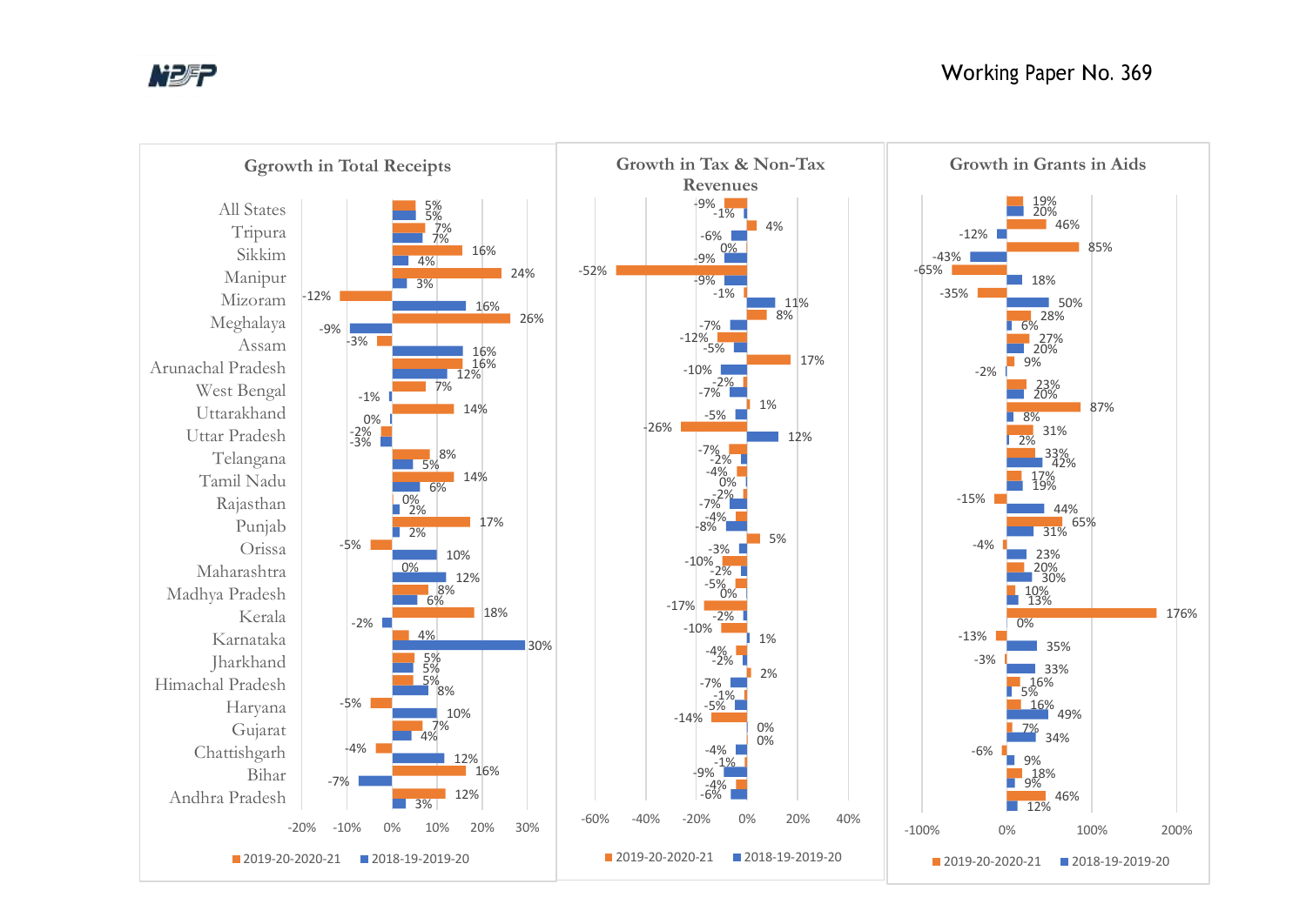## Ggrowth in Total Receipts

| State | 2019-20-2020-21 | 2018-19-2019-20 |
|---|---|---|
| All States | 5% | 5% |
| Tripura | 7% | 7% |
| Sikkim | 16% | 4% |
| Manipur | 24% | 3% |
| Mizoram | -12% | 16% |
| Meghalaya | 26% | -9% |
| Assam | -3% | 16% |
| Arunachal Pradesh | 16% | 12% |
| West Bengal | 7% | -1% |
| Uttarakhand | 14% | 0% |
| Uttar Pradesh | -2% | -3% |
| Telangana | 8% | 5% |
| Tamil Nadu | 14% | 6% |
| Rajasthan | 0% | 2% |
| Punjab | 17% | 2% |
| Orissa | -5% | 10% |
| Maharashtra | 0% | 12% |
| Madhya Pradesh | 8% | 6% |
| Kerala | 18% | -2% |
| Karnataka | 4% | 30% |
| Jharkhand | 5% | 5% |
| Himachal Pradesh | 5% | 8% |
| Haryana | -5% | 10% |
| Gujarat | 7% | 4% |
| Chattishgarh | -4% | 12% |
| Bihar | 16% | -7% |
| Andhra Pradesh | 12% | 3% |

## Growth in Tax & Non-Tax Revenues

| State | 2019-20-2020-21 | 2018-19-2019-20 |
|---|---|---|
| All States | -9% | -1% |
| Tripura | 4% | -6% |
| Sikkim | 0% | -9% |
| Manipur | -52% | -9% |
| Mizoram | -1% | 11% |
| Meghalaya | 8% | -7% |
| Assam | -12% | -5% |
| Arunachal Pradesh | 17% | -10% |
| West Bengal | -2% | -7% |
| Uttarakhand | 1% | -5% |
| Uttar Pradesh | -26% | 12% |
| Telangana | -7% | -2% |
| Tamil Nadu | -4% | 0% |
| Rajasthan | -2% | -7% |
| Punjab | -4% | -8% |
| Orissa | 5% | -3% |
| Maharashtra | -10% | -2% |
| Madhya Pradesh | -5% | 0% |
| Kerala | -17% | -2% |
| Karnataka | -10% | 1% |
| Jharkhand | -4% | -2% |
| Himachal Pradesh | 2% | -7% |
| Haryana | -1% | -5% |
| Gujarat | -14% | 0% |
| Chattishgarh | 0% | -4% |
| Bihar | -1% | -9% |
| Andhra Pradesh | -4% | -6% |

## Growth in Grants in Aids

| State | 2019-20-2020-21 | 2018-19-2019-20 |
|---|---|---|
| All States | 19% | 20% |
| Tripura | 46% | -12% |
| Sikkim | 85% | -43% |
| Manipur | -65% | 18% |
| Mizoram | -35% | 50% |
| Meghalaya | 28% | 6% |
| Assam | 27% | 20% |
| Arunachal Pradesh | 9% | -2% |
| West Bengal | 23% | 20% |
| Uttarakhand | 87% | 8% |
| Uttar Pradesh | 31% | 2% |
| Telangana | 33% | 42% |
| Tamil Nadu | 17% | 19% |
| Rajasthan | -15% | 44% |
| Punjab | 65% | 31% |
| Orissa | -4% | 23% |
| Maharashtra | 20% | 30% |
| Madhya Pradesh | 10% | 13% |
| Kerala | 176% | 0% |
| Karnataka | -13% | 35% |
| Jharkhand | -3% | 33% |
| Himachal Pradesh | 16% | 5% |
| Haryana | 16% | 49% |
| Gujarat | 7% | 34% |
| Chattishgarh | -6% | 9% |
| Bihar | 18% | 9% |
| Andhra Pradesh | 46% | 12% |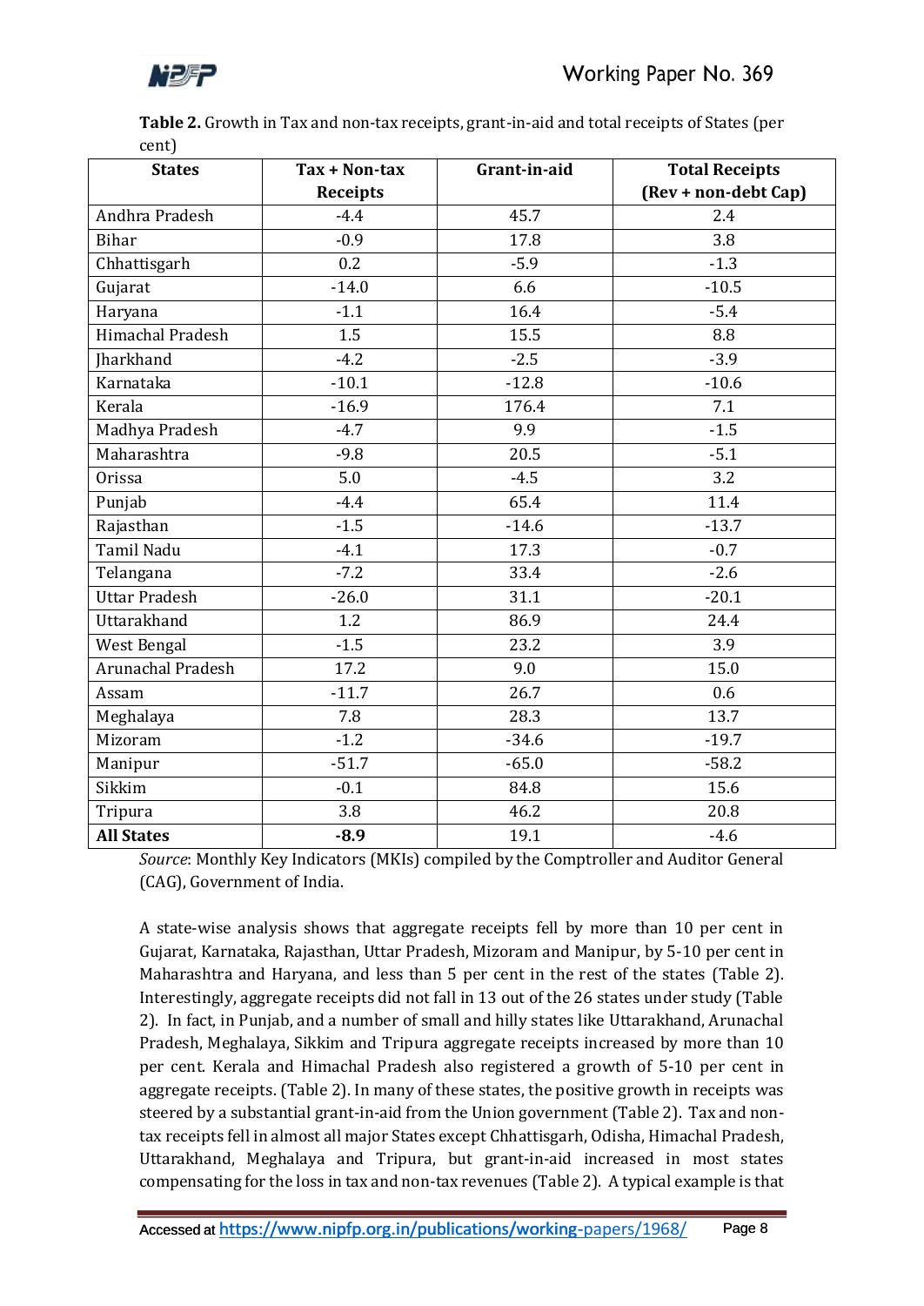**Table 2.** Growth in Tax and non-tax receipts, grant-in-aid and total receipts of States (per cent)

| States | Tax + Non-tax Receipts | Grant-in-aid | Total Receipts (Rev + non-debt Cap) |
|---|---|---|---|
| Andhra Pradesh | -4.4 | 45.7 | 2.4 |
| Bihar | -0.9 | 17.8 | 3.8 |
| Chhattisgarh | 0.2 | -5.9 | -1.3 |
| Gujarat | -14.0 | 6.6 | -10.5 |
| Haryana | -1.1 | 16.4 | -5.4 |
| Himachal Pradesh | 1.5 | 15.5 | 8.8 |
| Jharkhand | -4.2 | -2.5 | -3.9 |
| Karnataka | -10.1 | -12.8 | -10.6 |
| Kerala | -16.9 | 176.4 | 7.1 |
| Madhya Pradesh | -4.7 | 9.9 | -1.5 |
| Maharashtra | -9.8 | 20.5 | -5.1 |
| Orissa | 5.0 | -4.5 | 3.2 |
| Punjab | -4.4 | 65.4 | 11.4 |
| Rajasthan | -1.5 | -14.6 | -13.7 |
| Tamil Nadu | -4.1 | 17.3 | -0.7 |
| Telangana | -7.2 | 33.4 | -2.6 |
| Uttar Pradesh | -26.0 | 31.1 | -20.1 |
| Uttarakhand | 1.2 | 86.9 | 24.4 |
| West Bengal | -1.5 | 23.2 | 3.9 |
| Arunachal Pradesh | 17.2 | 9.0 | 15.0 |
| Assam | -11.7 | 26.7 | 0.6 |
| Meghalaya | 7.8 | 28.3 | 13.7 |
| Mizoram | -1.2 | -34.6 | -19.7 |
| Manipur | -51.7 | -65.0 | -58.2 |
| Sikkim | -0.1 | 84.8 | 15.6 |
| Tripura | 3.8 | 46.2 | 20.8 |
| **All States** | **-8.9** | 19.1 | -4.6 |

*Source*: Monthly Key Indicators (MKIs) compiled by the Comptroller and Auditor General (CAG), Government of India.

A state-wise analysis shows that aggregate receipts fell by more than 10 per cent in Gujarat, Karnataka, Rajasthan, Uttar Pradesh, Mizoram and Manipur, by 5-10 per cent in Maharashtra and Haryana, and less than 5 per cent in the rest of the states (Table 2). Interestingly, aggregate receipts did not fall in 13 out of the 26 states under study (Table 2). In fact, in Punjab, and a number of small and hilly states like Uttarakhand, Arunachal Pradesh, Meghalaya, Sikkim and Tripura aggregate receipts increased by more than 10 per cent. Kerala and Himachal Pradesh also registered a growth of 5-10 per cent in aggregate receipts. (Table 2). In many of these states, the positive growth in receipts was steered by a substantial grant-in-aid from the Union government (Table 2). Tax and non-tax receipts fell in almost all major States except Chhattisgarh, Odisha, Himachal Pradesh, Uttarakhand, Meghalaya and Tripura, but grant-in-aid increased in most states compensating for the loss in tax and non-tax revenues (Table 2). A typical example is that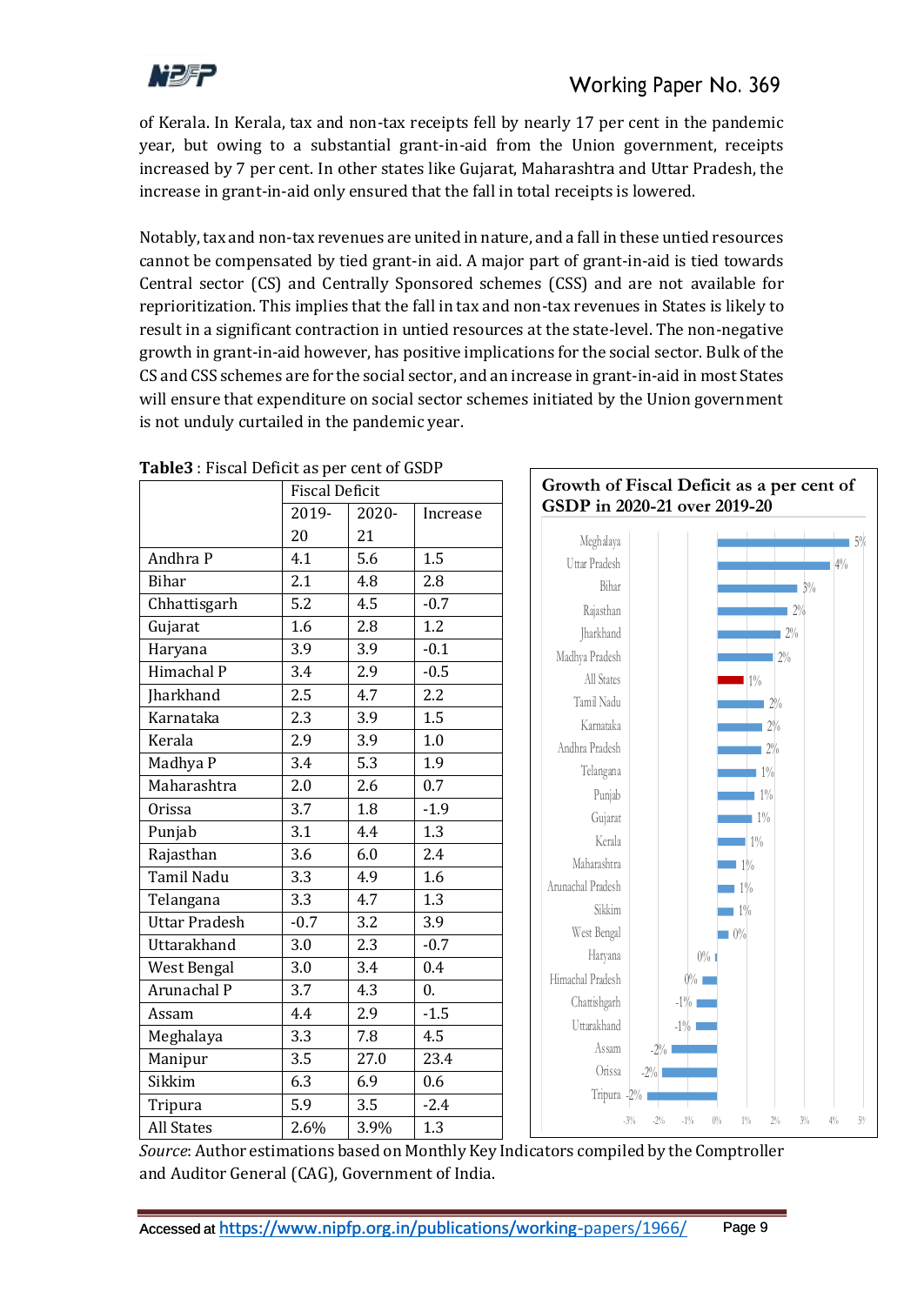of Kerala. In Kerala, tax and non-tax receipts fell by nearly 17 per cent in the pandemic year, but owing to a substantial grant-in-aid from the Union government, receipts increased by 7 per cent. In other states like Gujarat, Maharashtra and Uttar Pradesh, the increase in grant-in-aid only ensured that the fall in total receipts is lowered.

Notably, tax and non-tax revenues are untied in nature, and a fall in these untied resources cannot be compensated by tied grant-in aid. A major part of grant-in-aid is tied towards Central sector (CS) and Centrally Sponsored schemes (CSS) and are not available for reprioritization. This implies that the fall in tax and non-tax revenues in States is likely to result in a significant contraction in untied resources at the state-level. The non-negative growth in grant-in-aid however, has positive implications for the social sector. Bulk of the CS and CSS schemes are for the social sector, and an increase in grant-in-aid in most States will ensure that expenditure on social sector schemes initiated by the Union government is not unduly curtailed in the pandemic year.

**Table3** : Fiscal Deficit as per cent of GSDP

| | Fiscal Deficit | | |
|---|---|---|---|
| | 2019-20 | 2020-21 | Increase |
| Andhra P | 4.1 | 5.6 | 1.5 |
| Bihar | 2.1 | 4.8 | 2.8 |
| Chhattisgarh | 5.2 | 4.5 | -0.7 |
| Gujarat | 1.6 | 2.8 | 1.2 |
| Haryana | 3.9 | 3.9 | -0.1 |
| Himachal P | 3.4 | 2.9 | -0.5 |
| Jharkhand | 2.5 | 4.7 | 2.2 |
| Karnataka | 2.3 | 3.9 | 1.5 |
| Kerala | 2.9 | 3.9 | 1.0 |
| Madhya P | 3.4 | 5.3 | 1.9 |
| Maharashtra | 2.0 | 2.6 | 0.7 |
| Orissa | 3.7 | 1.8 | -1.9 |
| Punjab | 3.1 | 4.4 | 1.3 |
| Rajasthan | 3.6 | 6.0 | 2.4 |
| Tamil Nadu | 3.3 | 4.9 | 1.6 |
| Telangana | 3.3 | 4.7 | 1.3 |
| Uttar Pradesh | -0.7 | 3.2 | 3.9 |
| Uttarakhand | 3.0 | 2.3 | -0.7 |
| West Bengal | 3.0 | 3.4 | 0.4 |
| Arunachal P | 3.7 | 4.3 | 0. |
| Assam | 4.4 | 2.9 | -1.5 |
| Meghalaya | 3.3 | 7.8 | 4.5 |
| Manipur | 3.5 | 27.0 | 23.4 |
| Sikkim | 6.3 | 6.9 | 0.6 |
| Tripura | 5.9 | 3.5 | -2.4 |
| All States | 2.6% | 3.9% | 1.3 |

**Growth of Fiscal Deficit as a per cent of GSDP in 2020-21 over 2019-20**

*Source*: Author estimations based on Monthly Key Indicators compiled by the Comptroller and Auditor General (CAG), Government of India.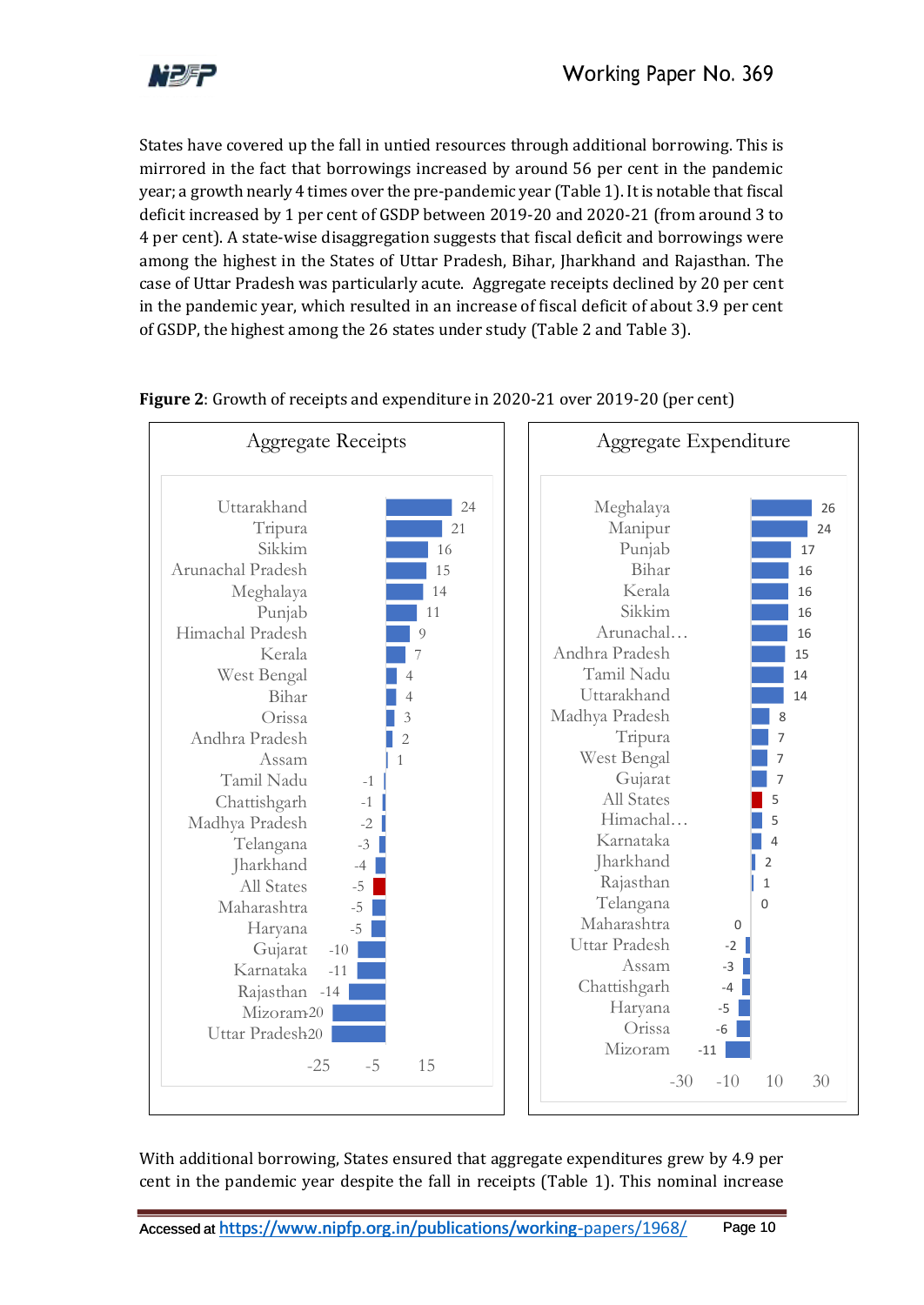States have covered up the fall in untied resources through additional borrowing. This is mirrored in the fact that borrowings increased by around 56 per cent in the pandemic year; a growth nearly 4 times over the pre-pandemic year (Table 1). It is notable that fiscal deficit increased by 1 per cent of GSDP between 2019-20 and 2020-21 (from around 3 to 4 per cent). A state-wise disaggregation suggests that fiscal deficit and borrowings were among the highest in the States of Uttar Pradesh, Bihar, Jharkhand and Rajasthan. The case of Uttar Pradesh was particularly acute. Aggregate receipts declined by 20 per cent in the pandemic year, which resulted in an increase of fiscal deficit of about 3.9 per cent of GSDP, the highest among the 26 states under study (Table 2 and Table 3).

**Figure 2**: Growth of receipts and expenditure in 2020-21 over 2019-20 (per cent)

**Aggregate Receipts**

| State | Growth |
|---|---|
| Uttarakhand | 24 |
| Tripura | 21 |
| Sikkim | 16 |
| Arunachal Pradesh | 15 |
| Meghalaya | 14 |
| Punjab | 11 |
| Himachal Pradesh | 9 |
| Kerala | 7 |
| West Bengal | 4 |
| Bihar | 4 |
| Orissa | 3 |
| Andhra Pradesh | 2 |
| Assam | 1 |
| Tamil Nadu | -1 |
| Chattishgarh | -1 |
| Madhya Pradesh | -2 |
| Telangana | -3 |
| Jharkhand | -4 |
| All States | -5 |
| Maharashtra | -5 |
| Haryana | -5 |
| Gujarat | -10 |
| Karnataka | -11 |
| Rajasthan | -14 |
| Mizoram | -20 |
| Uttar Pradesh | -20 |

**Aggregate Expenditure**

| State | Growth |
|---|---|
| Meghalaya | 26 |
| Manipur | 24 |
| Punjab | 17 |
| Bihar | 16 |
| Kerala | 16 |
| Sikkim | 16 |
| Arunachal… | 16 |
| Andhra Pradesh | 15 |
| Tamil Nadu | 14 |
| Uttarakhand | 14 |
| Madhya Pradesh | 8 |
| Tripura | 7 |
| West Bengal | 7 |
| Gujarat | 7 |
| All States | 5 |
| Himachal… | 5 |
| Karnataka | 4 |
| Jharkhand | 2 |
| Rajasthan | 1 |
| Telangana | 0 |
| Maharashtra | 0 |
| Uttar Pradesh | -2 |
| Assam | -3 |
| Chattishgarh | -4 |
| Haryana | -5 |
| Orissa | -6 |
| Mizoram | -11 |

With additional borrowing, States ensured that aggregate expenditures grew by 4.9 per cent in the pandemic year despite the fall in receipts (Table 1). This nominal increase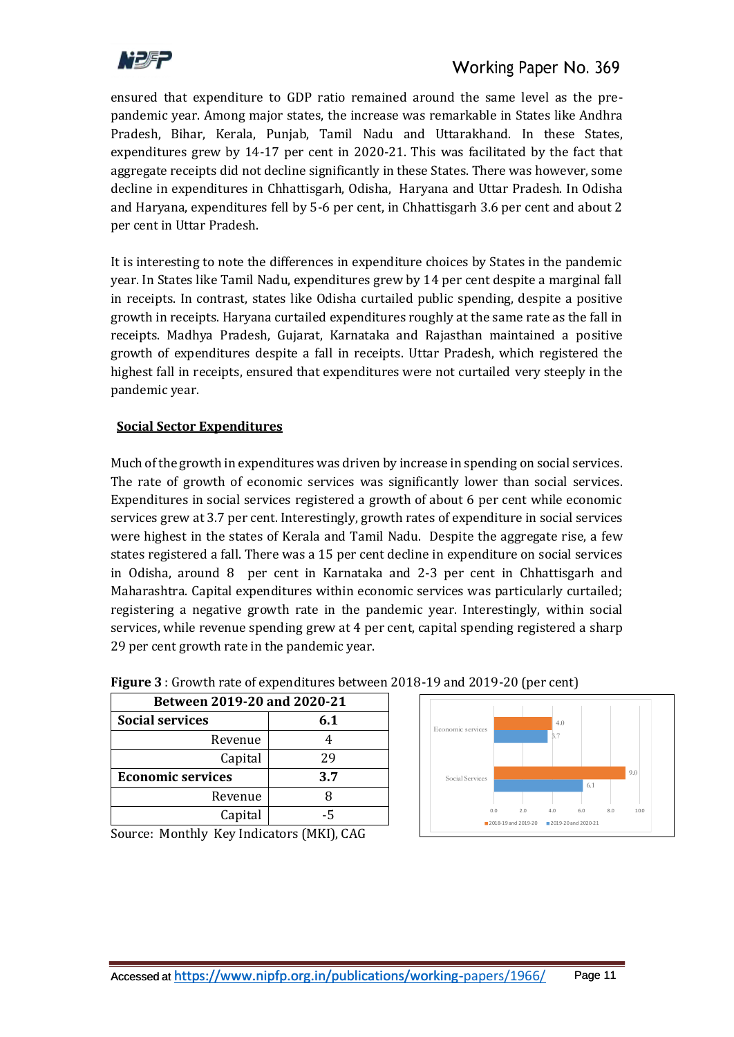ensured that expenditure to GDP ratio remained around the same level as the pre-pandemic year. Among major states, the increase was remarkable in States like Andhra Pradesh, Bihar, Kerala, Punjab, Tamil Nadu and Uttarakhand. In these States, expenditures grew by 14-17 per cent in 2020-21. This was facilitated by the fact that aggregate receipts did not decline significantly in these States. There was however, some decline in expenditures in Chhattisgarh, Odisha, Haryana and Uttar Pradesh. In Odisha and Haryana, expenditures fell by 5-6 per cent, in Chhattisgarh 3.6 per cent and about 2 per cent in Uttar Pradesh.

It is interesting to note the differences in expenditure choices by States in the pandemic year. In States like Tamil Nadu, expenditures grew by 14 per cent despite a marginal fall in receipts. In contrast, states like Odisha curtailed public spending, despite a positive growth in receipts. Haryana curtailed expenditures roughly at the same rate as the fall in receipts. Madhya Pradesh, Gujarat, Karnataka and Rajasthan maintained a positive growth of expenditures despite a fall in receipts. Uttar Pradesh, which registered the highest fall in receipts, ensured that expenditures were not curtailed very steeply in the pandemic year.

## Social Sector Expenditures

Much of the growth in expenditures was driven by increase in spending on social services. The rate of growth of economic services was significantly lower than social services. Expenditures in social services registered a growth of about 6 per cent while economic services grew at 3.7 per cent. Interestingly, growth rates of expenditure in social services were highest in the states of Kerala and Tamil Nadu. Despite the aggregate rise, a few states registered a fall. There was a 15 per cent decline in expenditure on social services in Odisha, around 8 per cent in Karnataka and 2-3 per cent in Chhattisgarh and Maharashtra. Capital expenditures within economic services was particularly curtailed; registering a negative growth rate in the pandemic year. Interestingly, within social services, while revenue spending grew at 4 per cent, capital spending registered a sharp 29 per cent growth rate in the pandemic year.

**Figure 3** : Growth rate of expenditures between 2018-19 and 2019-20 (per cent)

| Between 2019-20 and 2020-21 | |
|---|---|
| **Social services** | **6.1** |
| Revenue | 4 |
| Capital | 29 |
| **Economic services** | **3.7** |
| Revenue | 8 |
| Capital | -5 |

Source: Monthly Key Indicators (MKI), CAG

| | 2018-19 and 2019-20 | 2019-20 and 2020-21 |
|---|---|---|
| Economic services | 4.0 | 3.7 |
| Social Services | 9.0 | 6.1 |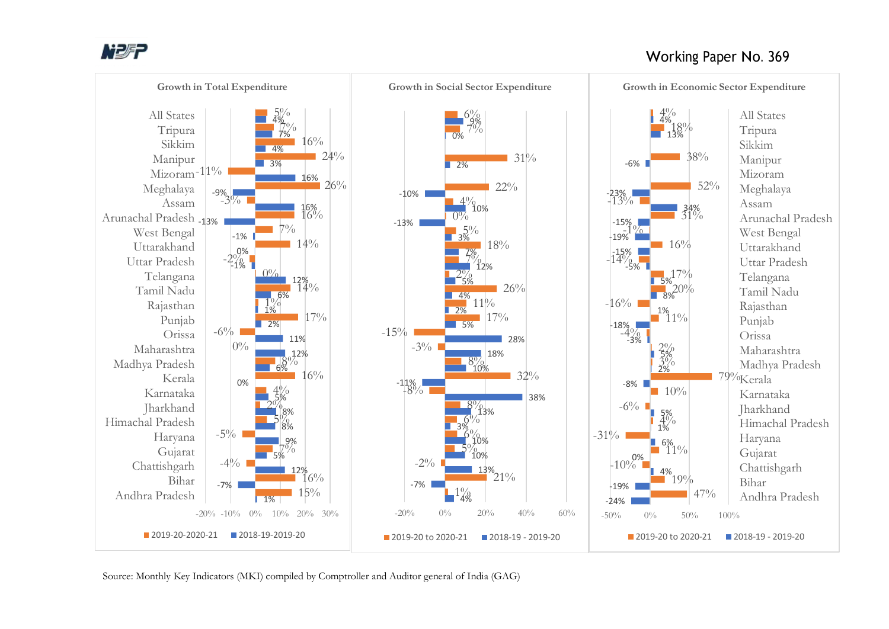**Growth in Total Expenditure**

| State | 2019-20-2020-21 | 2018-19-2019-20 |
|---|---|---|
| All States | 5% | 4% |
| Tripura | 7% | 7% |
| Sikkim | 16% | 4% |
| Manipur | 24% | 3% |
| Mizoram | -11% | 16% |
| Meghalaya | 26% | -9% |
| Assam | -3% | 16% |
| Arunachal Pradesh | 16% | -13% |
| West Bengal | 7% | -1% |
| Uttarakhand | 14% | 0% |
| Uttar Pradesh | -2% | -1% |
| Telangana | 0% | 12% |
| Tamil Nadu | 14% | 6% |
| Rajasthan | 1% | 1% |
| Punjab | 17% | 2% |
| Orissa | -6% | 11% |
| Maharashtra | 0% | 12% |
| Madhya Pradesh | 8% | 6% |
| Kerala | 16% | 0% |
| Karnataka | 4% | 5% |
| Jharkhand | 2% | 8% |
| Himachal Pradesh | 5% | 8% |
| Haryana | -5% | 9% |
| Gujarat | 7% | 5% |
| Chattishgarh | -4% | 12% |
| Bihar | 16% | -7% |
| Andhra Pradesh | 15% | 1% |

**Growth in Social Sector Expenditure**

| State | 2019-20 to 2020-21 | 2018-19 - 2019-20 |
|---|---|---|
| All States | 6% | 9% |
| Tripura | 7% | 0% |
| Sikkim | | |
| Manipur | 31% | 2% |
| Mizoram | | |
| Meghalaya | 22% | -10% |
| Assam | 4% | 10% |
| Arunachal Pradesh | 0% | -13% |
| West Bengal | 5% | 3% |
| Uttarakhand | 18% | 7% |
| Uttar Pradesh | 7% | 12% |
| Telangana | 2% | 5% |
| Tamil Nadu | 26% | 4% |
| Rajasthan | 11% | 2% |
| Punjab | 17% | 5% |
| Orissa | -15% | 28% |
| Maharashtra | -3% | 18% |
| Madhya Pradesh | 8% | 10% |
| Kerala | 32% | -11% |
| Karnataka | -8% | 38% |
| Jharkhand | 8% | 13% |
| Himachal Pradesh | 6% | 3% |
| Haryana | 6% | 10% |
| Gujarat | 5% | 10% |
| Chattishgarh | -2% | 13% |
| Bihar | 21% | -7% |
| Andhra Pradesh | 1% | 4% |

**Growth in Economic Sector Expenditure**

| State | 2019-20 to 2020-21 | 2018-19 - 2019-20 |
|---|---|---|
| All States | 4% | 4% |
| Tripura | 18% | 13% |
| Sikkim | | |
| Manipur | 38% | -6% |
| Mizoram | | |
| Meghalaya | 52% | -23% |
| Assam | -13% | 34% |
| Arunachal Pradesh | 31% | -15% |
| West Bengal | -1% | -19% |
| Uttarakhand | 16% | -15% |
| Uttar Pradesh | -14% | -5% |
| Telangana | 17% | 5% |
| Tamil Nadu | 20% | 8% |
| Rajasthan | -16% | 1% |
| Punjab | 11% | -18% |
| Orissa | -4% | -3% |
| Maharashtra | 2% | 5% |
| Madhya Pradesh | 3% | 2% |
| Kerala | 79% | -8% |
| Karnataka | 10% | |
| Jharkhand | -6% | 5% |
| Himachal Pradesh | 4% | 1% |
| Haryana | -31% | 6% |
| Gujarat | 11% | 0% |
| Chattishgarh | -10% | 4% |
| Bihar | 19% | -19% |
| Andhra Pradesh | 47% | -24% |

Source: Monthly Key Indicators (MKI) compiled by Comptroller and Auditor general of India (GAG)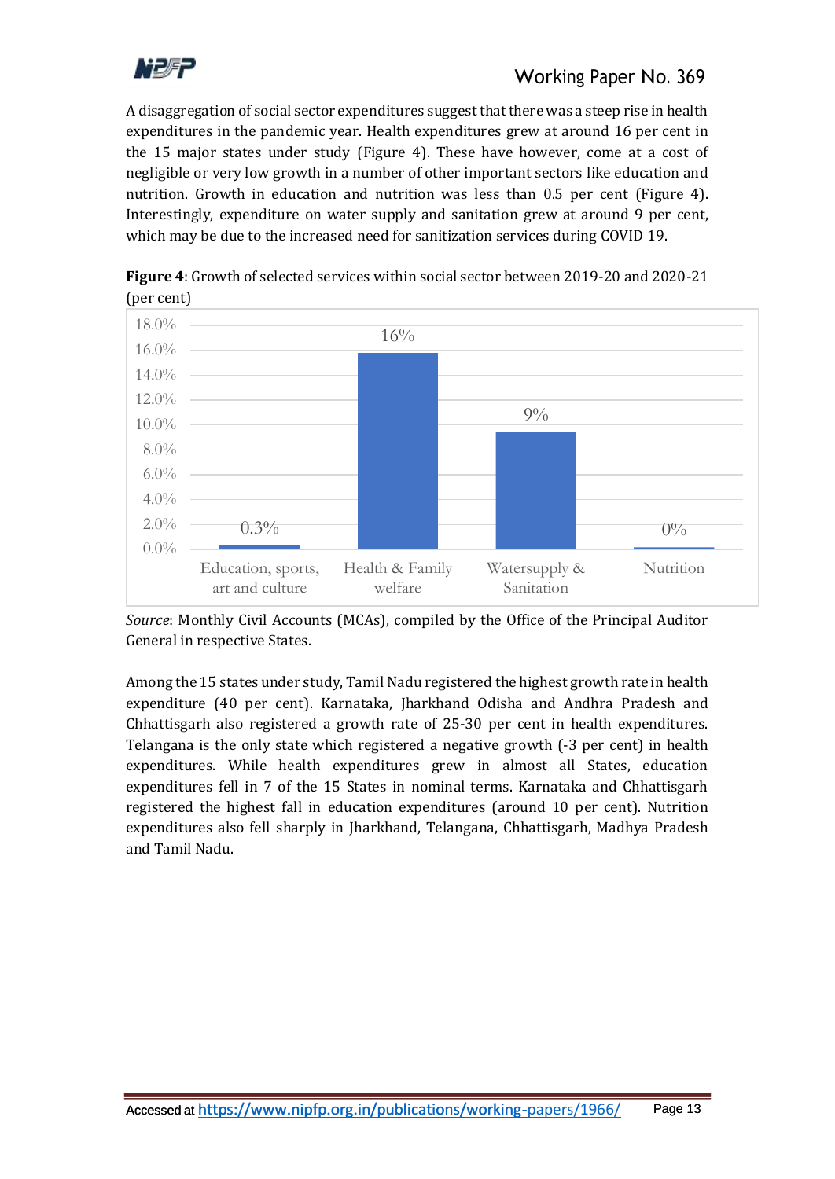A disaggregation of social sector expenditures suggest that there was a steep rise in health expenditures in the pandemic year. Health expenditures grew at around 16 per cent in the 15 major states under study (Figure 4). These have however, come at a cost of negligible or very low growth in a number of other important sectors like education and nutrition. Growth in education and nutrition was less than 0.5 per cent (Figure 4). Interestingly, expenditure on water supply and sanitation grew at around 9 per cent, which may be due to the increased need for sanitization services during COVID 19.

**Figure 4**: Growth of selected services within social sector between 2019-20 and 2020-21 (per cent)

| Service | Growth |
|---|---|
| Education, sports, art and culture | 0.3% |
| Health & Family welfare | 16% |
| Watersupply & Sanitation | 9% |
| Nutrition | 0% |

*Source*: Monthly Civil Accounts (MCAs), compiled by the Office of the Principal Auditor General in respective States.

Among the 15 states under study, Tamil Nadu registered the highest growth rate in health expenditure (40 per cent). Karnataka, Jharkhand Odisha and Andhra Pradesh and Chhattisgarh also registered a growth rate of 25-30 per cent in health expenditures. Telangana is the only state which registered a negative growth (-3 per cent) in health expenditures. While health expenditures grew in almost all States, education expenditures fell in 7 of the 15 States in nominal terms. Karnataka and Chhattisgarh registered the highest fall in education expenditures (around 10 per cent). Nutrition expenditures also fell sharply in Jharkhand, Telangana, Chhattisgarh, Madhya Pradesh and Tamil Nadu.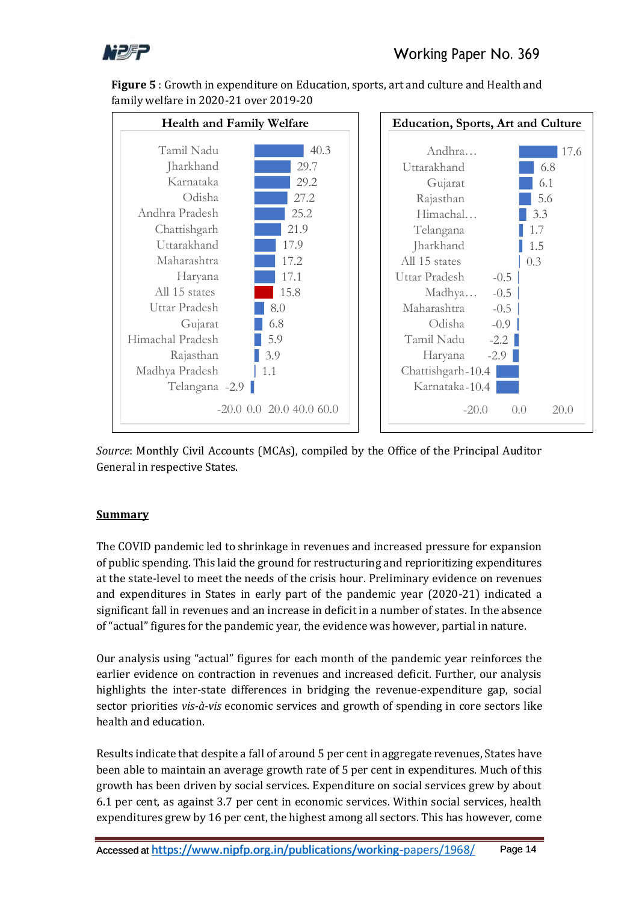**Figure 5** : Growth in expenditure on Education, sports, art and culture and Health and family welfare in 2020-21 over 2019-20

| Health and Family Welfare | |
|---|---|
| Tamil Nadu | 40.3 |
| Jharkhand | 29.7 |
| Karnataka | 29.2 |
| Odisha | 27.2 |
| Andhra Pradesh | 25.2 |
| Chattishgarh | 21.9 |
| Uttarakhand | 17.9 |
| Maharashtra | 17.2 |
| Haryana | 17.1 |
| All 15 states | 15.8 |
| Uttar Pradesh | 8.0 |
| Gujarat | 6.8 |
| Himachal Pradesh | 5.9 |
| Rajasthan | 3.9 |
| Madhya Pradesh | 1.1 |
| Telangana | -2.9 |

| Education, Sports, Art and Culture | |
|---|---|
| Andhra… | 17.6 |
| Uttarakhand | 6.8 |
| Gujarat | 6.1 |
| Rajasthan | 5.6 |
| Himachal… | 3.3 |
| Telangana | 1.7 |
| Jharkhand | 1.5 |
| All 15 states | 0.3 |
| Uttar Pradesh | -0.5 |
| Madhya… | -0.5 |
| Maharashtra | -0.5 |
| Odisha | -0.9 |
| Tamil Nadu | -2.2 |
| Haryana | -2.9 |
| Chattishgarh | -10.4 |
| Karnataka | -10.4 |

*Source*: Monthly Civil Accounts (MCAs), compiled by the Office of the Principal Auditor General in respective States.

## Summary

The COVID pandemic led to shrinkage in revenues and increased pressure for expansion of public spending. This laid the ground for restructuring and reprioritizing expenditures at the state-level to meet the needs of the crisis hour. Preliminary evidence on revenues and expenditures in States in early part of the pandemic year (2020-21) indicated a significant fall in revenues and an increase in deficit in a number of states. In the absence of "actual" figures for the pandemic year, the evidence was however, partial in nature.

Our analysis using "actual" figures for each month of the pandemic year reinforces the earlier evidence on contraction in revenues and increased deficit. Further, our analysis highlights the inter-state differences in bridging the revenue-expenditure gap, social sector priorities *vis-à-vis* economic services and growth of spending in core sectors like health and education.

Results indicate that despite a fall of around 5 per cent in aggregate revenues, States have been able to maintain an average growth rate of 5 per cent in expenditures. Much of this growth has been driven by social services. Expenditure on social services grew by about 6.1 per cent, as against 3.7 per cent in economic services. Within social services, health expenditures grew by 16 per cent, the highest among all sectors. This has however, come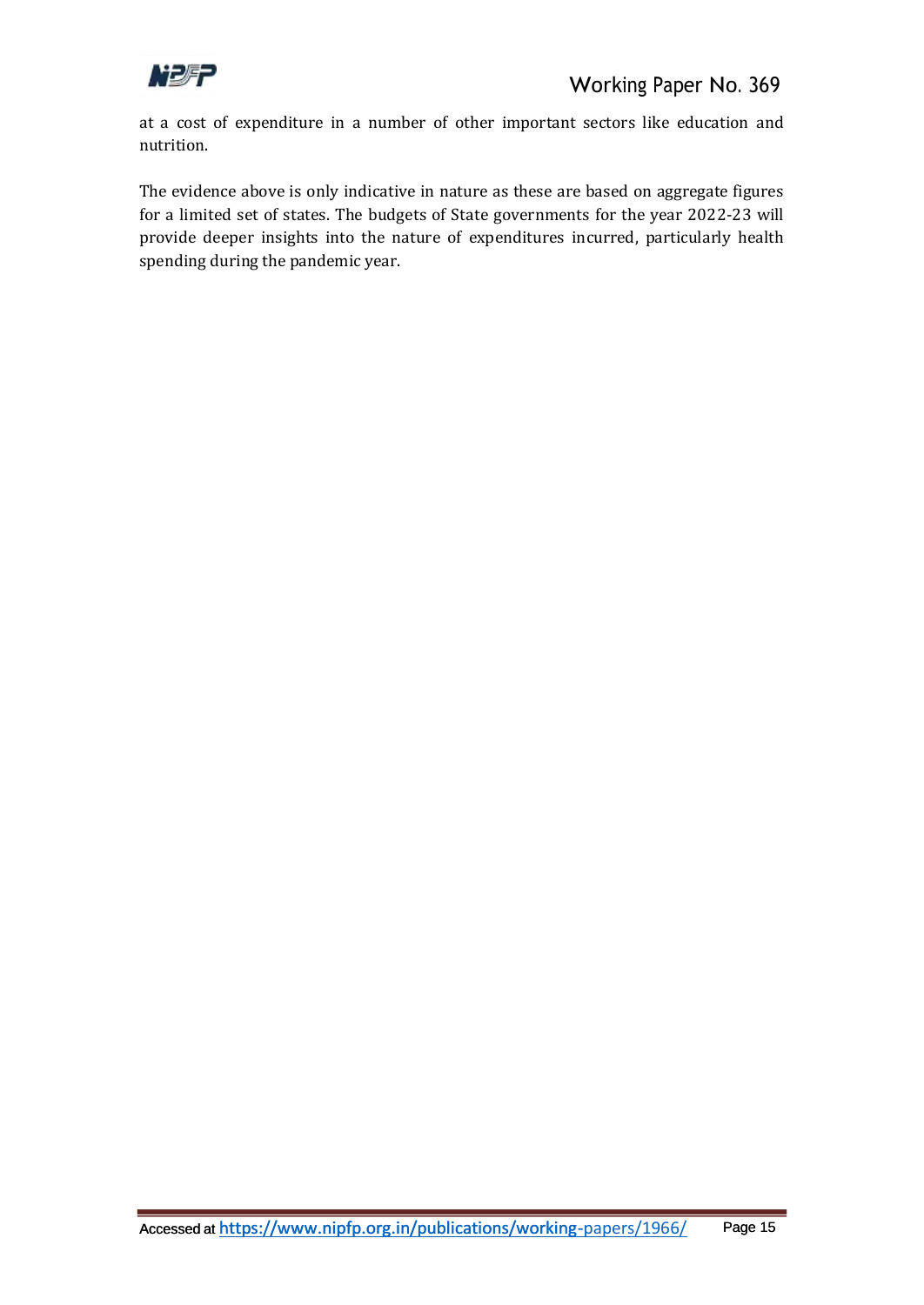at a cost of expenditure in a number of other important sectors like education and nutrition.

The evidence above is only indicative in nature as these are based on aggregate figures for a limited set of states. The budgets of State governments for the year 2022-23 will provide deeper insights into the nature of expenditures incurred, particularly health spending during the pandemic year.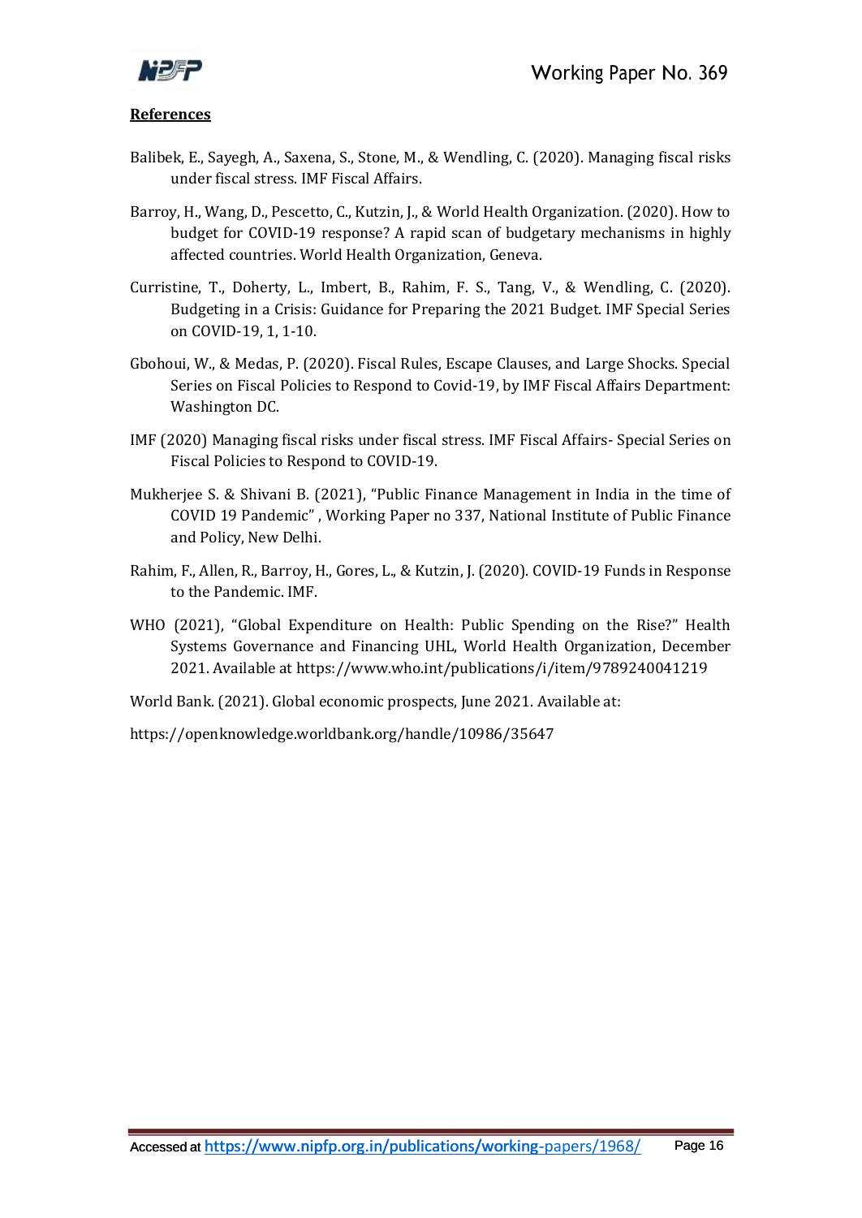## References

Balibek, E., Sayegh, A., Saxena, S., Stone, M., & Wendling, C. (2020). Managing fiscal risks under fiscal stress. IMF Fiscal Affairs.

Barroy, H., Wang, D., Pescetto, C., Kutzin, J., & World Health Organization. (2020). How to budget for COVID-19 response? A rapid scan of budgetary mechanisms in highly affected countries. World Health Organization, Geneva.

Curristine, T., Doherty, L., Imbert, B., Rahim, F. S., Tang, V., & Wendling, C. (2020). Budgeting in a Crisis: Guidance for Preparing the 2021 Budget. IMF Special Series on COVID-19, 1, 1-10.

Gbohoui, W., & Medas, P. (2020). Fiscal Rules, Escape Clauses, and Large Shocks. Special Series on Fiscal Policies to Respond to Covid-19, by IMF Fiscal Affairs Department: Washington DC.

IMF (2020) Managing fiscal risks under fiscal stress. IMF Fiscal Affairs- Special Series on Fiscal Policies to Respond to COVID-19.

Mukherjee S. & Shivani B. (2021), "Public Finance Management in India in the time of COVID 19 Pandemic" , Working Paper no 337, National Institute of Public Finance and Policy, New Delhi.

Rahim, F., Allen, R., Barroy, H., Gores, L., & Kutzin, J. (2020). COVID-19 Funds in Response to the Pandemic. IMF.

WHO (2021), "Global Expenditure on Health: Public Spending on the Rise?" Health Systems Governance and Financing UHL, World Health Organization, December 2021. Available at https://www.who.int/publications/i/item/9789240041219

World Bank. (2021). Global economic prospects, June 2021. Available at:

https://openknowledge.worldbank.org/handle/10986/35647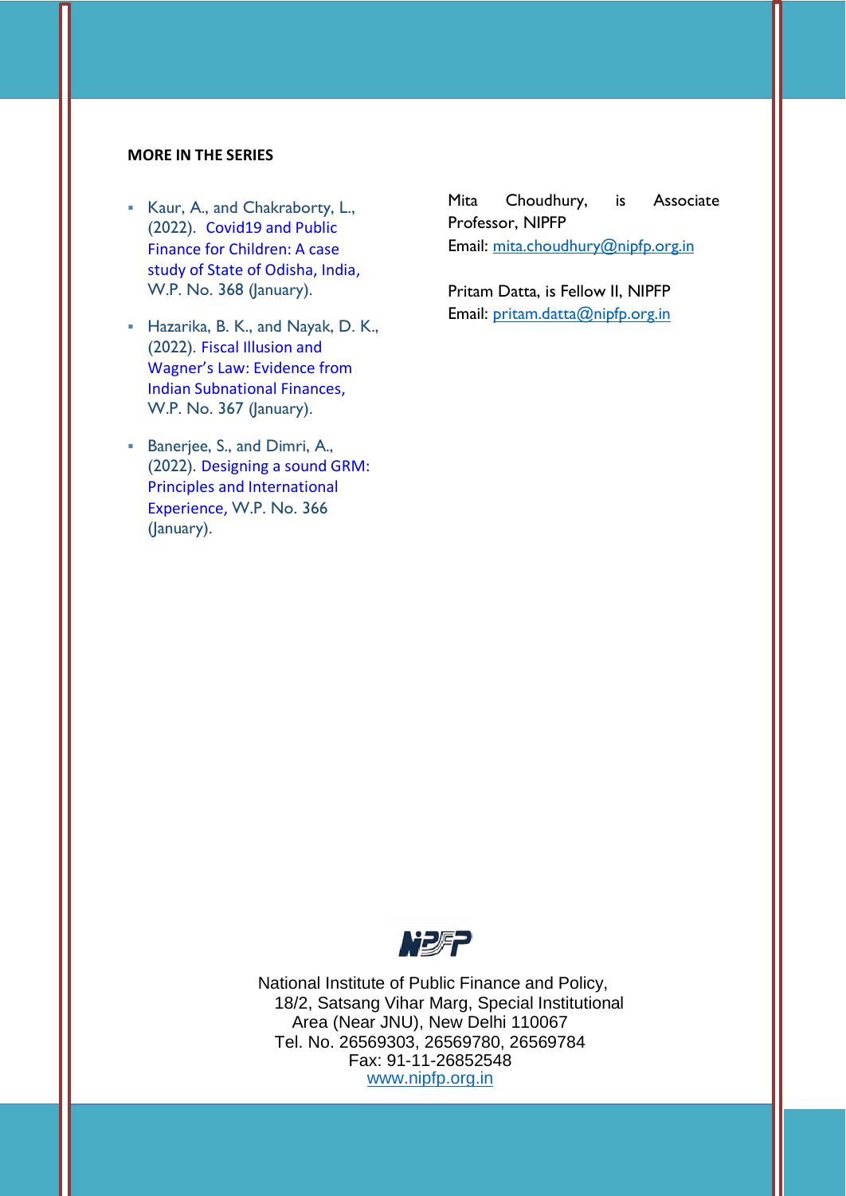## MORE IN THE SERIES

- Kaur, A., and Chakraborty, L., (2022). Covid19 and Public Finance for Children: A case study of State of Odisha, India, W.P. No. 368 (January).
- Hazarika, B. K., and Nayak, D. K., (2022). Fiscal Illusion and Wagner's Law: Evidence from Indian Subnational Finances, W.P. No. 367 (January).
- Banerjee, S., and Dimri, A., (2022). Designing a sound GRM: Principles and International Experience, W.P. No. 366 (January).

Mita Choudhury, is Associate Professor, NIPFP
Email: mita.choudhury@nipfp.org.in

Pritam Datta, is Fellow II, NIPFP
Email: pritam.datta@nipfp.org.in

National Institute of Public Finance and Policy,
18/2, Satsang Vihar Marg, Special Institutional Area (Near JNU), New Delhi 110067
Tel. No. 26569303, 26569780, 26569784
Fax: 91-11-26852548
www.nipfp.org.in